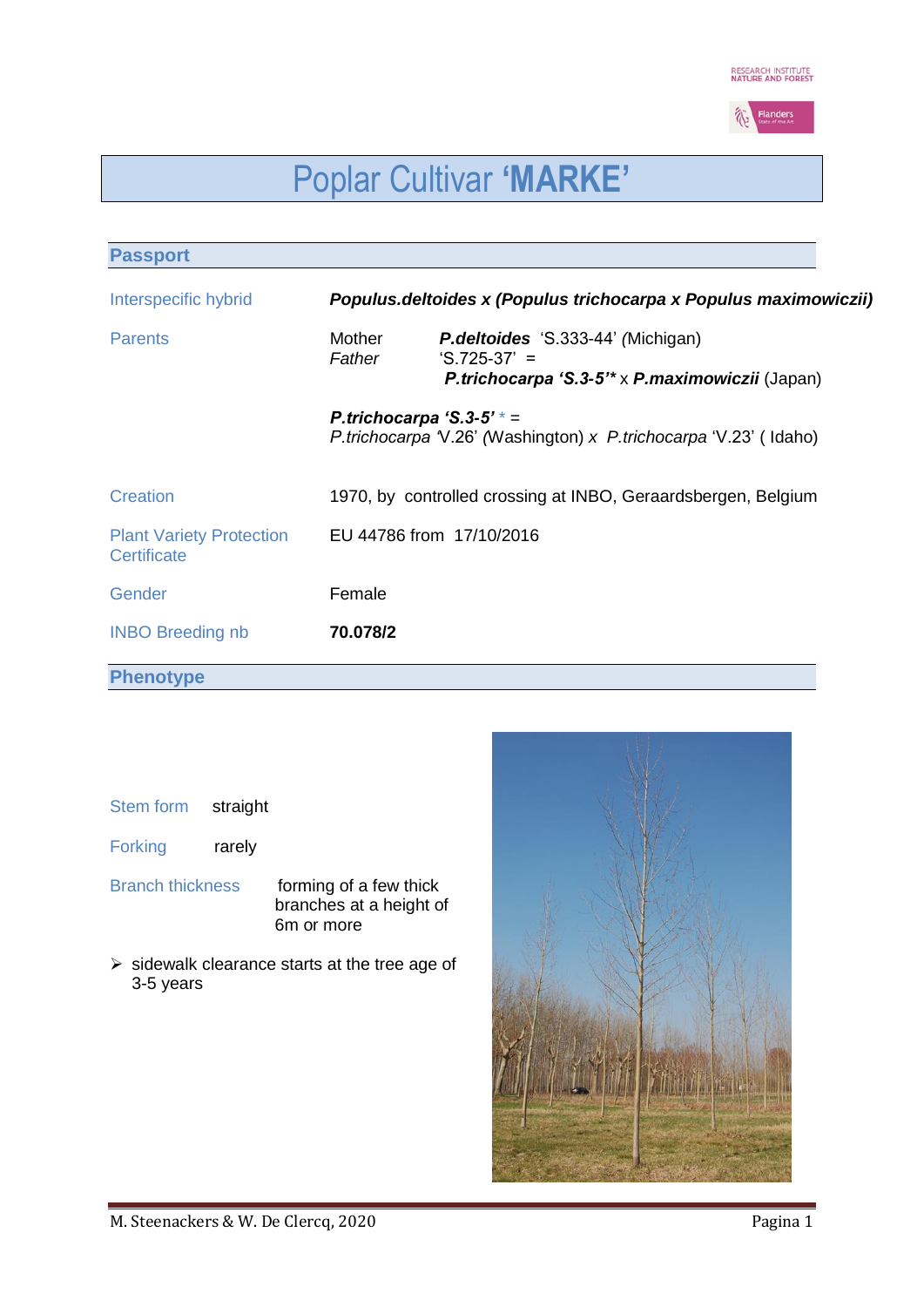# Poplar Cultivar **'MARKE'**

## Passport

| | |
|---|---|
| Interspecific hybrid | ***Populus.deltoides x (Populus trichocarpa x Populus maximowiczii)*** |
| Parents | Mother **_P.deltoides_** 'S.333-44' *(*Michigan) |
| | *Father* 'S.725-37' = **_P.trichocarpa_ 'S.3-5'*** x **_P.maximowiczii_** (Japan) |
| | ***P.trichocarpa 'S.3-5'*** * = *P.trichocarpa* 'V.26' *(*Washington) *x P.trichocarpa* 'V.23' ( Idaho) |
| Creation | 1970, by controlled crossing at INBO, Geraardsbergen, Belgium |
| Plant Variety Protection Certificate | EU 44786 from 17/10/2016 |
| Gender | Female |
| INBO Breeding nb | **70.078/2** |

## Phenotype

Stem form straight

Forking rarely

Branch thickness forming of a few thick branches at a height of 6m or more

- sidewalk clearance starts at the tree age of 3-5 years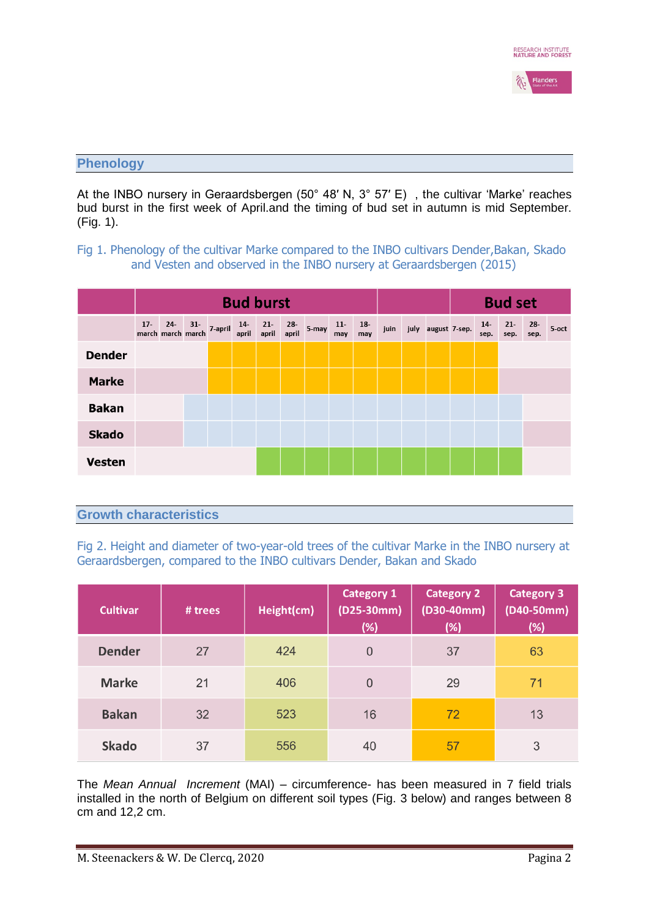## Phenology

At the INBO nursery in Geraardsbergen (50° 48′ N, 3° 57′ E) , the cultivar ‘Marke’ reaches bud burst in the first week of April.and the timing of bud set in autumn is mid September. (Fig. 1).

Fig 1. Phenology of the cultivar Marke compared to the INBO cultivars Dender,Bakan, Skado and Vesten and observed in the INBO nursery at Geraardsbergen (2015)

| | Bud burst | | | | | | | | | | | | | Bud set | | | | |
|---|---|---|---|---|---|---|---|---|---|---|---|---|---|---|---|---|---|---|
| | 17-march | 24-march | 31-march | 7-april | 14-april | 21-april | 28-april | 5-may | 11-may | 18-may | juin | july | august | 7-sep. | 14-sep. | 21-sep. | 28-sep. | 5-oct |
| **Dender** | | | | ■ | ■ | ■ | ■ | ■ | ■ | ■ | ■ | ■ | ■ | ■ | ■ | | | |
| **Marke** | | | | ■ | ■ | ■ | ■ | ■ | ■ | ■ | ■ | ■ | ■ | ■ | ■ | | | |
| **Bakan** | | | ■ | ■ | ■ | ■ | ■ | ■ | ■ | ■ | ■ | ■ | ■ | ■ | ■ | ■ | | |
| **Skado** | | | ■ | ■ | ■ | ■ | ■ | ■ | ■ | ■ | ■ | ■ | ■ | ■ | ■ | ■ | | |
| **Vesten** | | | | | | ■ | ■ | ■ | ■ | ■ | ■ | ■ | ■ | ■ | ■ | ■ | | |

## Growth characteristics

Fig 2. Height and diameter of two-year-old trees of the cultivar Marke in the INBO nursery at Geraardsbergen, compared to the INBO cultivars Dender, Bakan and Skado

| Cultivar | # trees | Height(cm) | Category 1 (D25-30mm) (%) | Category 2 (D30-40mm) (%) | Category 3 (D40-50mm) (%) |
|---|---|---|---|---|---|
| **Dender** | 27 | 424 | 0 | 37 | 63 |
| **Marke** | 21 | 406 | 0 | 29 | 71 |
| **Bakan** | 32 | 523 | 16 | 72 | 13 |
| **Skado** | 37 | 556 | 40 | 57 | 3 |

The *Mean Annual Increment* (MAI) – circumference- has been measured in 7 field trials installed in the north of Belgium on different soil types (Fig. 3 below) and ranges between 8 cm and 12,2 cm.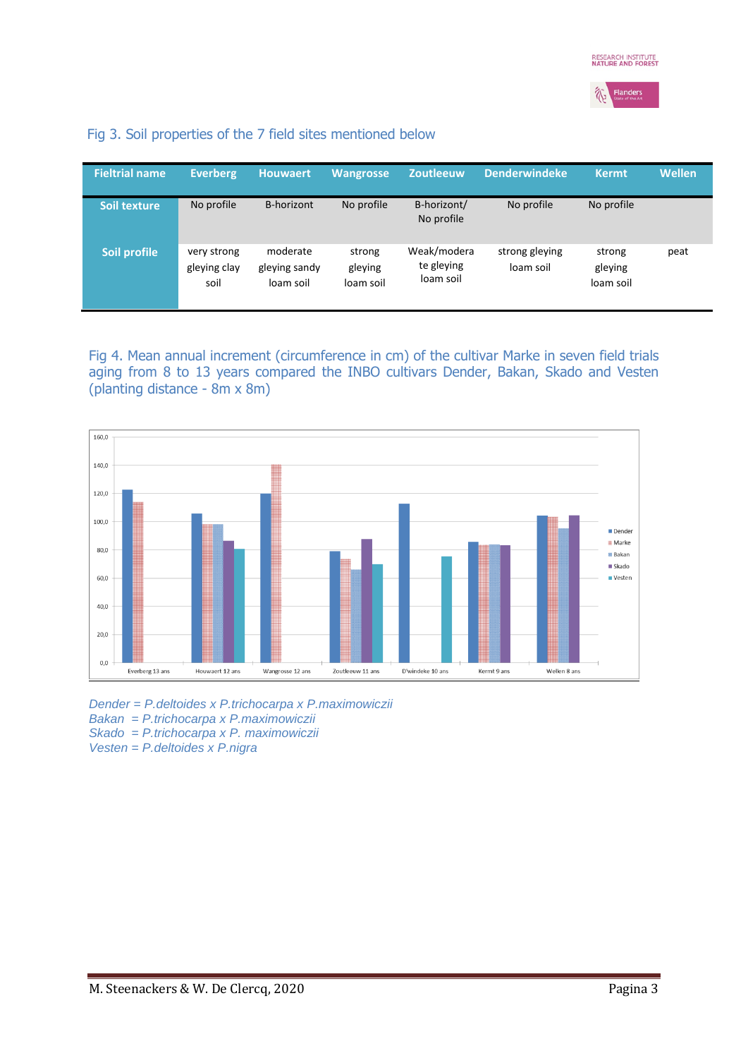Fig 3. Soil properties of the 7 field sites mentioned below

| Fieltrial name | Everberg | Houwaert | Wangrosse | Zoutleeuw | Denderwindeke | Kermt | Wellen |
|---|---|---|---|---|---|---|---|
| Soil texture | No profile | B-horizont | No profile | B-horizont/ No profile | No profile | No profile | |
| Soil profile | very strong gleying clay soil | moderate gleying sandy loam soil | strong gleying loam soil | Weak/moderate gleying loam soil | strong gleying loam soil | strong gleying loam soil | peat |

Fig 4. Mean annual increment (circumference in cm) of the cultivar Marke in seven field trials aging from 8 to 13 years compared the INBO cultivars Dender, Bakan, Skado and Vesten (planting distance - 8m x 8m)

*Dender = P.deltoides x P.trichocarpa x P.maximowiczii*
*Bakan = P.trichocarpa x P.maximowiczii*
*Skado = P.trichocarpa x P. maximowiczii*
*Vesten = P.deltoides x P.nigra*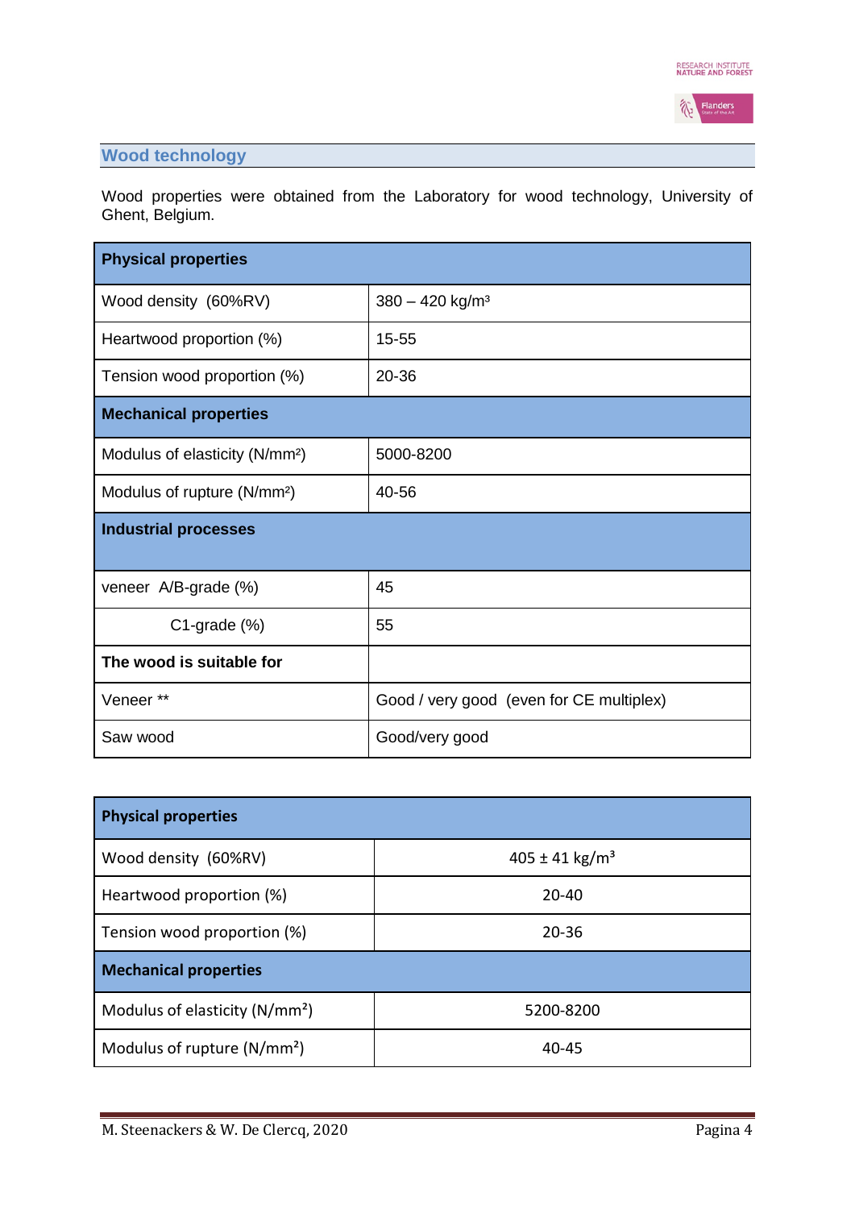## Wood technology

Wood properties were obtained from the Laboratory for wood technology, University of Ghent, Belgium.

| **Physical properties** | |
|---|---|
| Wood density (60%RV) | 380 – 420 kg/m³ |
| Heartwood proportion (%) | 15-55 |
| Tension wood proportion (%) | 20-36 |
| **Mechanical properties** | |
| Modulus of elasticity (N/mm²) | 5000-8200 |
| Modulus of rupture (N/mm²) | 40-56 |
| **Industrial processes** | |
| veneer A/B-grade (%) | 45 |
| C1-grade (%) | 55 |
| **The wood is suitable for** | |
| Veneer ** | Good / very good (even for CE multiplex) |
| Saw wood | Good/very good |

| **Physical properties** | |
|---|---|
| Wood density (60%RV) | 405 ± 41 kg/m³ |
| Heartwood proportion (%) | 20-40 |
| Tension wood proportion (%) | 20-36 |
| **Mechanical properties** | |
| Modulus of elasticity (N/mm²) | 5200-8200 |
| Modulus of rupture (N/mm²) | 40-45 |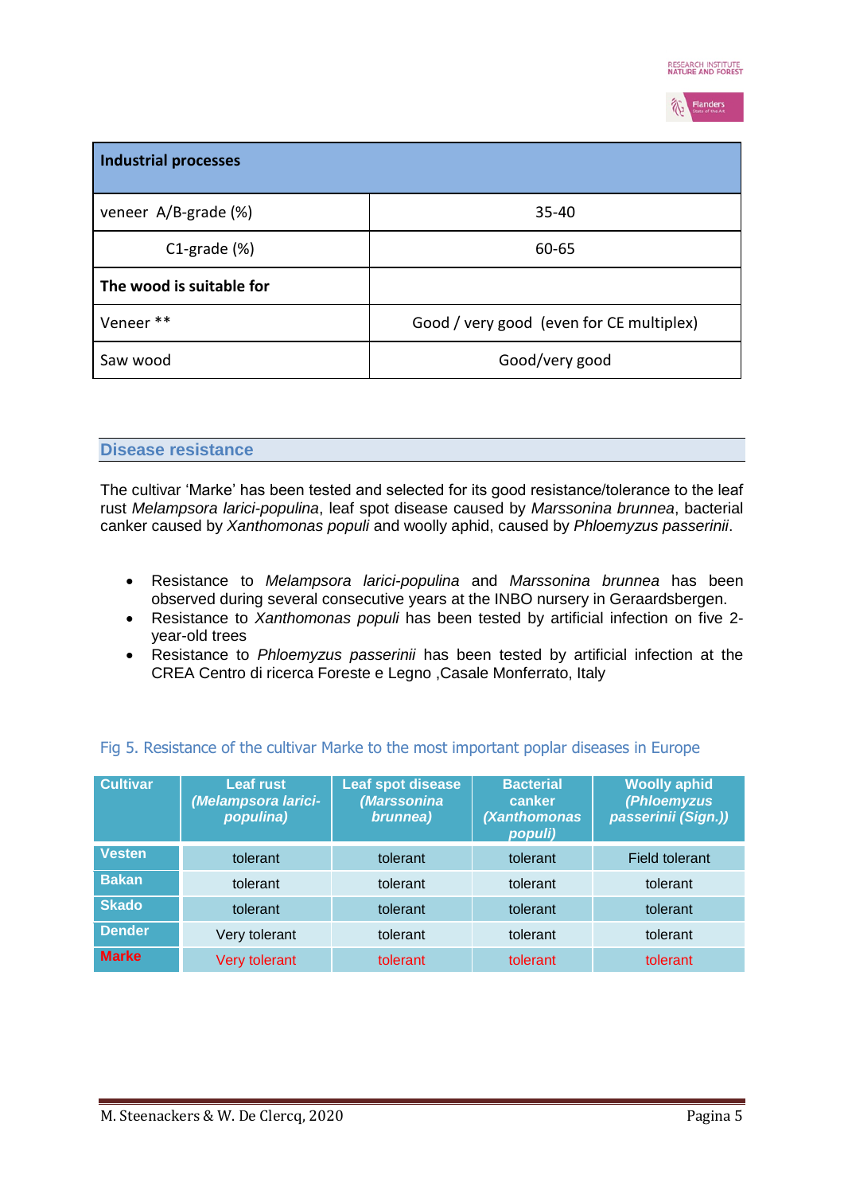| Industrial processes | |
|---|---|
| veneer A/B-grade (%) | 35-40 |
| C1-grade (%) | 60-65 |
| **The wood is suitable for** | |
| Veneer ** | Good / very good (even for CE multiplex) |
| Saw wood | Good/very good |

## Disease resistance

The cultivar 'Marke' has been tested and selected for its good resistance/tolerance to the leaf rust *Melampsora larici-populina*, leaf spot disease caused by *Marssonina brunnea*, bacterial canker caused by *Xanthomonas populi* and woolly aphid, caused by *Phloemyzus passerinii*.

- Resistance to *Melampsora larici-populina* and *Marssonina brunnea* has been observed during several consecutive years at the INBO nursery in Geraardsbergen.
- Resistance to *Xanthomonas populi* has been tested by artificial infection on five 2-year-old trees
- Resistance to *Phloemyzus passerinii* has been tested by artificial infection at the CREA Centro di ricerca Foreste e Legno ,Casale Monferrato, Italy

Fig 5. Resistance of the cultivar Marke to the most important poplar diseases in Europe

| Cultivar | Leaf rust *(Melampsora larici-populina)* | Leaf spot disease *(Marssonina brunnea)* | Bacterial canker *(Xanthomonas populi)* | Woolly aphid *(Phloemyzus passerinii (Sign.))* |
|---|---|---|---|---|
| Vesten | tolerant | tolerant | tolerant | Field tolerant |
| Bakan | tolerant | tolerant | tolerant | tolerant |
| Skado | tolerant | tolerant | tolerant | tolerant |
| Dender | Very tolerant | tolerant | tolerant | tolerant |
| Marke | Very tolerant | tolerant | tolerant | tolerant |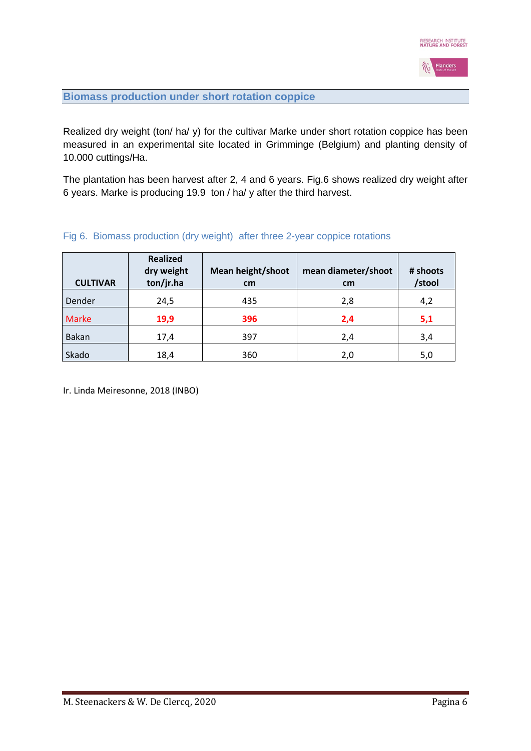## Biomass production under short rotation coppice

Realized dry weight (ton/ ha/ y) for the cultivar Marke under short rotation coppice has been measured in an experimental site located in Grimminge (Belgium) and planting density of 10.000 cuttings/Ha.

The plantation has been harvest after 2, 4 and 6 years. Fig.6 shows realized dry weight after 6 years. Marke is producing 19.9 ton / ha/ y after the third harvest.

Fig 6. Biomass production (dry weight) after three 2-year coppice rotations

| CULTIVAR | Realized dry weight ton/jr.ha | Mean height/shoot cm | mean diameter/shoot cm | # shoots /stool |
|---|---|---|---|---|
| Dender | 24,5 | 435 | 2,8 | 4,2 |
| Marke | **19,9** | **396** | **2,4** | **5,1** |
| Bakan | 17,4 | 397 | 2,4 | 3,4 |
| Skado | 18,4 | 360 | 2,0 | 5,0 |

Ir. Linda Meiresonne, 2018 (INBO)